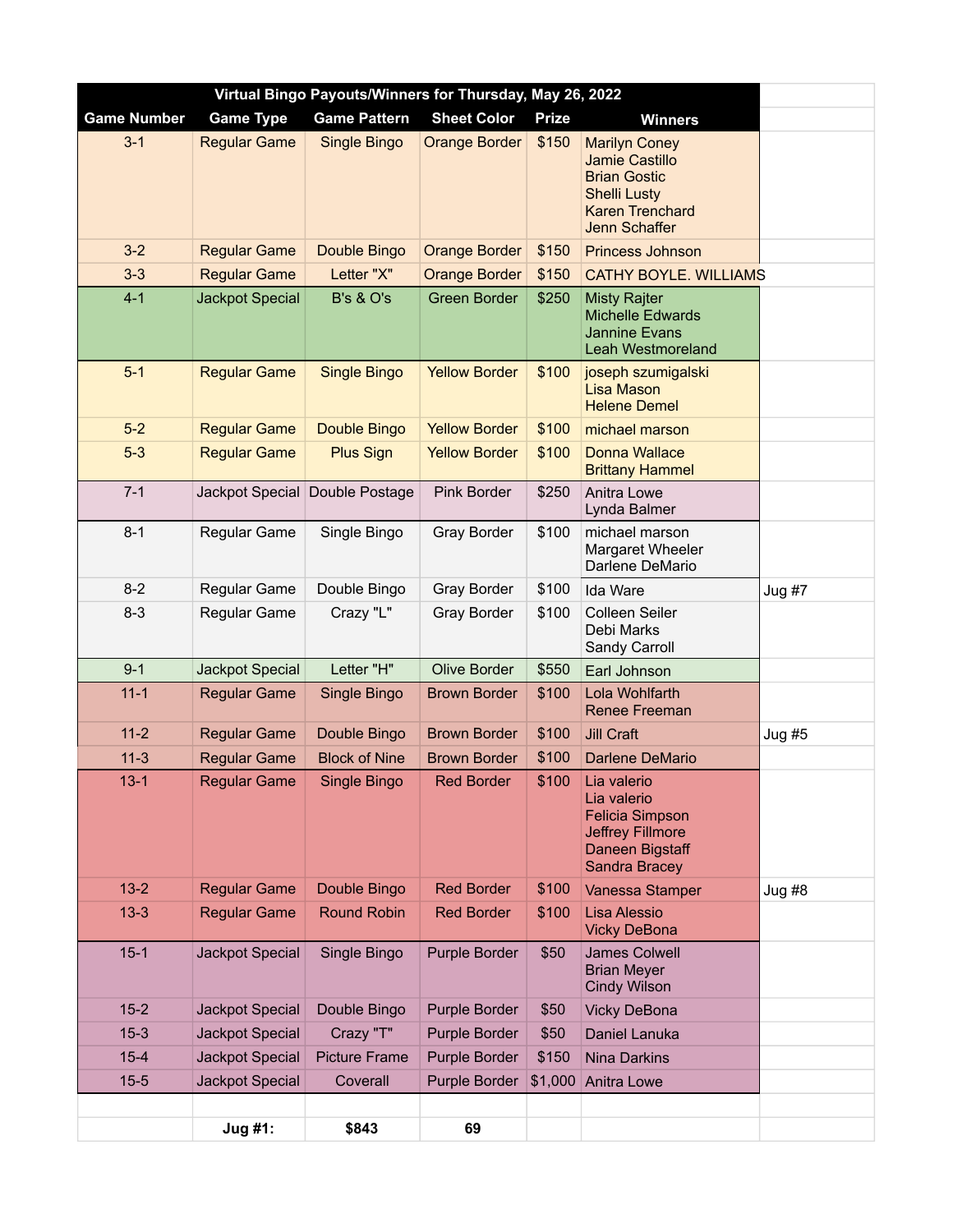| Virtual Bingo Payouts/Winners for Thursday, May 26, 2022 | | | | | | |
|---|---|---|---|---|---|---|
| **Game Number** | **Game Type** | **Game Pattern** | **Sheet Color** | **Prize** | **Winners** | |
| 3-1 | Regular Game | Single Bingo | Orange Border | $150 | Marilyn Coney<br>Jamie Castillo<br>Brian Gostic<br>Shelli Lusty<br>Karen Trenchard<br>Jenn Schaffer | |
| 3-2 | Regular Game | Double Bingo | Orange Border | $150 | Princess Johnson | |
| 3-3 | Regular Game | Letter "X" | Orange Border | $150 | CATHY BOYLE. WILLIAMS | |
| 4-1 | Jackpot Special | B's & O's | Green Border | $250 | Misty Rajter<br>Michelle Edwards<br>Jannine Evans<br>Leah Westmoreland | |
| 5-1 | Regular Game | Single Bingo | Yellow Border | $100 | joseph szumigalski<br>Lisa Mason<br>Helene Demel | |
| 5-2 | Regular Game | Double Bingo | Yellow Border | $100 | michael marson | |
| 5-3 | Regular Game | Plus Sign | Yellow Border | $100 | Donna Wallace<br>Brittany Hammel | |
| 7-1 | Jackpot Special | Double Postage | Pink Border | $250 | Anitra Lowe<br>Lynda Balmer | |
| 8-1 | Regular Game | Single Bingo | Gray Border | $100 | michael marson<br>Margaret Wheeler<br>Darlene DeMario | |
| 8-2 | Regular Game | Double Bingo | Gray Border | $100 | Ida Ware | Jug #7 |
| 8-3 | Regular Game | Crazy "L" | Gray Border | $100 | Colleen Seiler<br>Debi Marks<br>Sandy Carroll | |
| 9-1 | Jackpot Special | Letter "H" | Olive Border | $550 | Earl Johnson | |
| 11-1 | Regular Game | Single Bingo | Brown Border | $100 | Lola Wohlfarth<br>Renee Freeman | |
| 11-2 | Regular Game | Double Bingo | Brown Border | $100 | Jill Craft | Jug #5 |
| 11-3 | Regular Game | Block of Nine | Brown Border | $100 | Darlene DeMario | |
| 13-1 | Regular Game | Single Bingo | Red Border | $100 | Lia valerio<br>Lia valerio<br>Felicia Simpson<br>Jeffrey Fillmore<br>Daneen Bigstaff<br>Sandra Bracey | |
| 13-2 | Regular Game | Double Bingo | Red Border | $100 | Vanessa Stamper | Jug #8 |
| 13-3 | Regular Game | Round Robin | Red Border | $100 | Lisa Alessio<br>Vicky DeBona | |
| 15-1 | Jackpot Special | Single Bingo | Purple Border | $50 | James Colwell<br>Brian Meyer<br>Cindy Wilson | |
| 15-2 | Jackpot Special | Double Bingo | Purple Border | $50 | Vicky DeBona | |
| 15-3 | Jackpot Special | Crazy "T" | Purple Border | $50 | Daniel Lanuka | |
| 15-4 | Jackpot Special | Picture Frame | Purple Border | $150 | Nina Darkins | |
| 15-5 | Jackpot Special | Coverall | Purple Border | $1,000 | Anitra Lowe | |
| | | | | | | |
| | **Jug #1:** | **$843** | **69** | | | |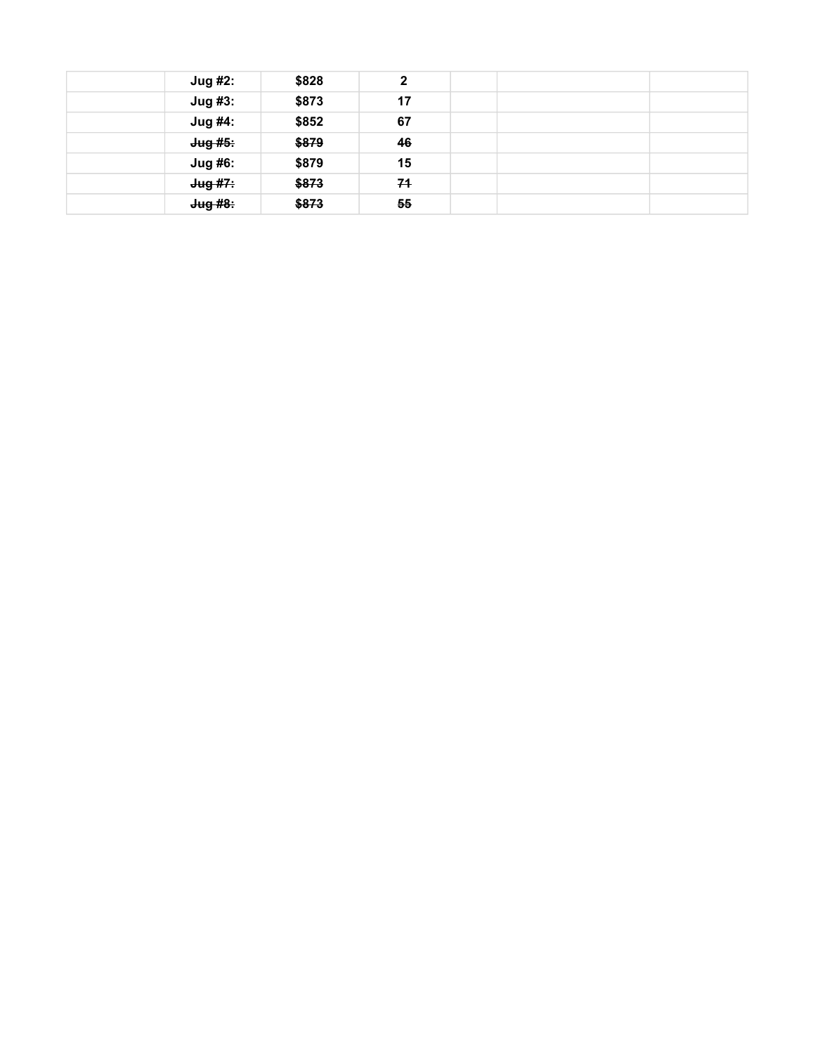| | | | | | | |
|---|---|---|---|---|---|---|
| | **Jug #2:** | **$828** | **2** | | | |
| | **Jug #3:** | **$873** | **17** | | | |
| | **Jug #4:** | **$852** | **67** | | | |
| | **~~Jug #5:~~** | **~~$879~~** | **~~46~~** | | | |
| | **Jug #6:** | **$879** | **15** | | | |
| | **~~Jug #7:~~** | **~~$873~~** | **~~71~~** | | | |
| | **~~Jug #8:~~** | **~~$873~~** | **~~55~~** | | | |